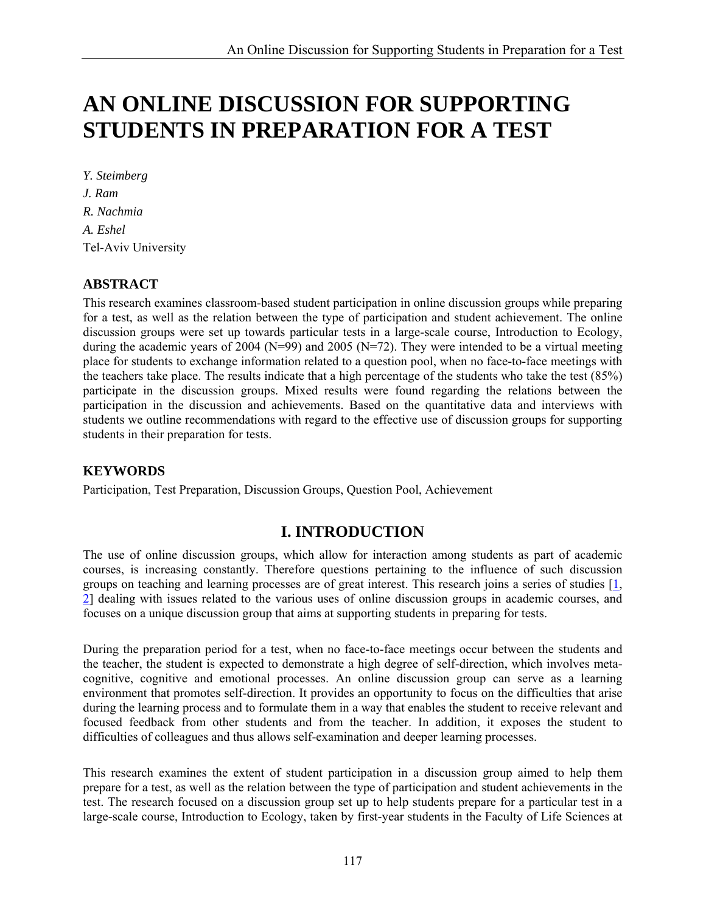# AN ONLINE DISCUSSION FOR SUPPORTING STUDENTS IN PREPARATION FOR A TEST

*Y. Steimberg*
*J. Ram*
*R. Nachmia*
*A. Eshel*
Tel-Aviv University

## ABSTRACT

This research examines classroom-based student participation in online discussion groups while preparing for a test, as well as the relation between the type of participation and student achievement. The online discussion groups were set up towards particular tests in a large-scale course, Introduction to Ecology, during the academic years of 2004 (N=99) and 2005 (N=72). They were intended to be a virtual meeting place for students to exchange information related to a question pool, when no face-to-face meetings with the teachers take place. The results indicate that a high percentage of the students who take the test (85%) participate in the discussion groups. Mixed results were found regarding the relations between the participation in the discussion and achievements. Based on the quantitative data and interviews with students we outline recommendations with regard to the effective use of discussion groups for supporting students in their preparation for tests.

## KEYWORDS

Participation, Test Preparation, Discussion Groups, Question Pool, Achievement

## I. INTRODUCTION

The use of online discussion groups, which allow for interaction among students as part of academic courses, is increasing constantly. Therefore questions pertaining to the influence of such discussion groups on teaching and learning processes are of great interest. This research joins a series of studies [1, 2] dealing with issues related to the various uses of online discussion groups in academic courses, and focuses on a unique discussion group that aims at supporting students in preparing for tests.

During the preparation period for a test, when no face-to-face meetings occur between the students and the teacher, the student is expected to demonstrate a high degree of self-direction, which involves meta-cognitive, cognitive and emotional processes. An online discussion group can serve as a learning environment that promotes self-direction. It provides an opportunity to focus on the difficulties that arise during the learning process and to formulate them in a way that enables the student to receive relevant and focused feedback from other students and from the teacher. In addition, it exposes the student to difficulties of colleagues and thus allows self-examination and deeper learning processes.

This research examines the extent of student participation in a discussion group aimed to help them prepare for a test, as well as the relation between the type of participation and student achievements in the test. The research focused on a discussion group set up to help students prepare for a particular test in a large-scale course, Introduction to Ecology, taken by first-year students in the Faculty of Life Sciences at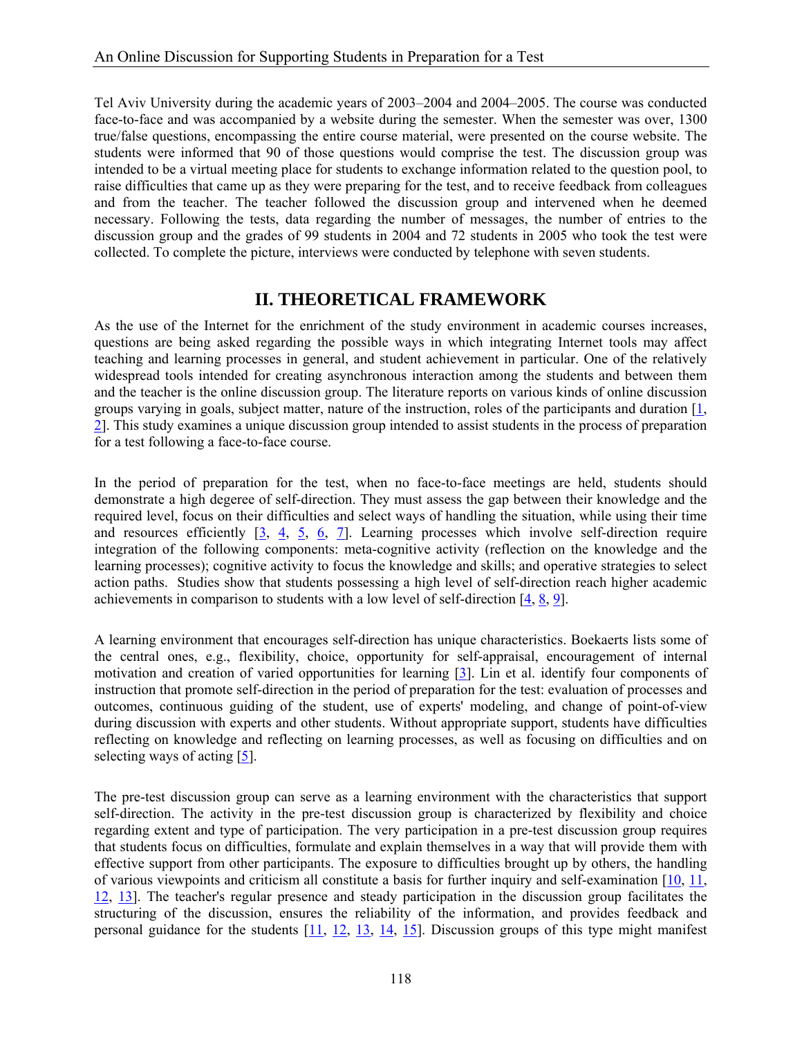Tel Aviv University during the academic years of 2003–2004 and 2004–2005. The course was conducted face-to-face and was accompanied by a website during the semester. When the semester was over, 1300 true/false questions, encompassing the entire course material, were presented on the course website. The students were informed that 90 of those questions would comprise the test. The discussion group was intended to be a virtual meeting place for students to exchange information related to the question pool, to raise difficulties that came up as they were preparing for the test, and to receive feedback from colleagues and from the teacher. The teacher followed the discussion group and intervened when he deemed necessary. Following the tests, data regarding the number of messages, the number of entries to the discussion group and the grades of 99 students in 2004 and 72 students in 2005 who took the test were collected. To complete the picture, interviews were conducted by telephone with seven students.

## II. THEORETICAL FRAMEWORK

As the use of the Internet for the enrichment of the study environment in academic courses increases, questions are being asked regarding the possible ways in which integrating Internet tools may affect teaching and learning processes in general, and student achievement in particular. One of the relatively widespread tools intended for creating asynchronous interaction among the students and between them and the teacher is the online discussion group. The literature reports on various kinds of online discussion groups varying in goals, subject matter, nature of the instruction, roles of the participants and duration [1, 2]. This study examines a unique discussion group intended to assist students in the process of preparation for a test following a face-to-face course.

In the period of preparation for the test, when no face-to-face meetings are held, students should demonstrate a high degeree of self-direction. They must assess the gap between their knowledge and the required level, focus on their difficulties and select ways of handling the situation, while using their time and resources efficiently [3, 4, 5, 6, 7]. Learning processes which involve self-direction require integration of the following components: meta-cognitive activity (reflection on the knowledge and the learning processes); cognitive activity to focus the knowledge and skills; and operative strategies to select action paths. Studies show that students possessing a high level of self-direction reach higher academic achievements in comparison to students with a low level of self-direction [4, 8, 9].

A learning environment that encourages self-direction has unique characteristics. Boekaerts lists some of the central ones, e.g., flexibility, choice, opportunity for self-appraisal, encouragement of internal motivation and creation of varied opportunities for learning [3]. Lin et al. identify four components of instruction that promote self-direction in the period of preparation for the test: evaluation of processes and outcomes, continuous guiding of the student, use of experts' modeling, and change of point-of-view during discussion with experts and other students. Without appropriate support, students have difficulties reflecting on knowledge and reflecting on learning processes, as well as focusing on difficulties and on selecting ways of acting [5].

The pre-test discussion group can serve as a learning environment with the characteristics that support self-direction. The activity in the pre-test discussion group is characterized by flexibility and choice regarding extent and type of participation. The very participation in a pre-test discussion group requires that students focus on difficulties, formulate and explain themselves in a way that will provide them with effective support from other participants. The exposure to difficulties brought up by others, the handling of various viewpoints and criticism all constitute a basis for further inquiry and self-examination [10, 11, 12, 13]. The teacher's regular presence and steady participation in the discussion group facilitates the structuring of the discussion, ensures the reliability of the information, and provides feedback and personal guidance for the students [11, 12, 13, 14, 15]. Discussion groups of this type might manifest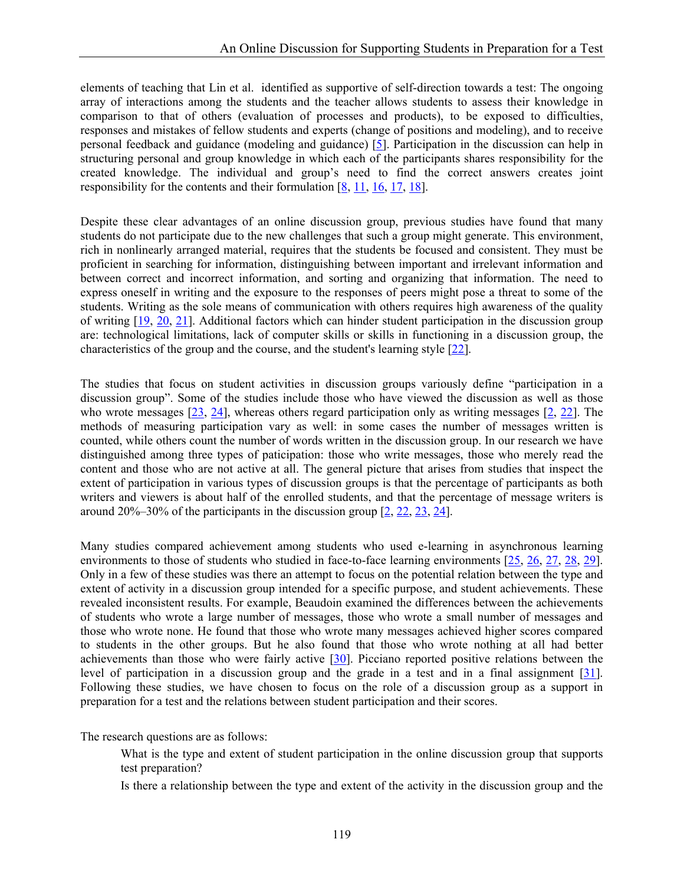elements of teaching that Lin et al. identified as supportive of self-direction towards a test: The ongoing array of interactions among the students and the teacher allows students to assess their knowledge in comparison to that of others (evaluation of processes and products), to be exposed to difficulties, responses and mistakes of fellow students and experts (change of positions and modeling), and to receive personal feedback and guidance (modeling and guidance) [5]. Participation in the discussion can help in structuring personal and group knowledge in which each of the participants shares responsibility for the created knowledge. The individual and group's need to find the correct answers creates joint responsibility for the contents and their formulation [8, 11, 16, 17, 18].

Despite these clear advantages of an online discussion group, previous studies have found that many students do not participate due to the new challenges that such a group might generate. This environment, rich in nonlinearly arranged material, requires that the students be focused and consistent. They must be proficient in searching for information, distinguishing between important and irrelevant information and between correct and incorrect information, and sorting and organizing that information. The need to express oneself in writing and the exposure to the responses of peers might pose a threat to some of the students. Writing as the sole means of communication with others requires high awareness of the quality of writing [19, 20, 21]. Additional factors which can hinder student participation in the discussion group are: technological limitations, lack of computer skills or skills in functioning in a discussion group, the characteristics of the group and the course, and the student's learning style [22].

The studies that focus on student activities in discussion groups variously define "participation in a discussion group". Some of the studies include those who have viewed the discussion as well as those who wrote messages [23, 24], whereas others regard participation only as writing messages [2, 22]. The methods of measuring participation vary as well: in some cases the number of messages written is counted, while others count the number of words written in the discussion group. In our research we have distinguished among three types of paticipation: those who write messages, those who merely read the content and those who are not active at all. The general picture that arises from studies that inspect the extent of participation in various types of discussion groups is that the percentage of participants as both writers and viewers is about half of the enrolled students, and that the percentage of message writers is around 20%–30% of the participants in the discussion group [2, 22, 23, 24].

Many studies compared achievement among students who used e-learning in asynchronous learning environments to those of students who studied in face-to-face learning environments [25, 26, 27, 28, 29]. Only in a few of these studies was there an attempt to focus on the potential relation between the type and extent of activity in a discussion group intended for a specific purpose, and student achievements. These revealed inconsistent results. For example, Beaudoin examined the differences between the achievements of students who wrote a large number of messages, those who wrote a small number of messages and those who wrote none. He found that those who wrote many messages achieved higher scores compared to students in the other groups. But he also found that those who wrote nothing at all had better achievements than those who were fairly active [30]. Picciano reported positive relations between the level of participation in a discussion group and the grade in a test and in a final assignment [31]. Following these studies, we have chosen to focus on the role of a discussion group as a support in preparation for a test and the relations between student participation and their scores.

The research questions are as follows:

- What is the type and extent of student participation in the online discussion group that supports test preparation?
- Is there a relationship between the type and extent of the activity in the discussion group and the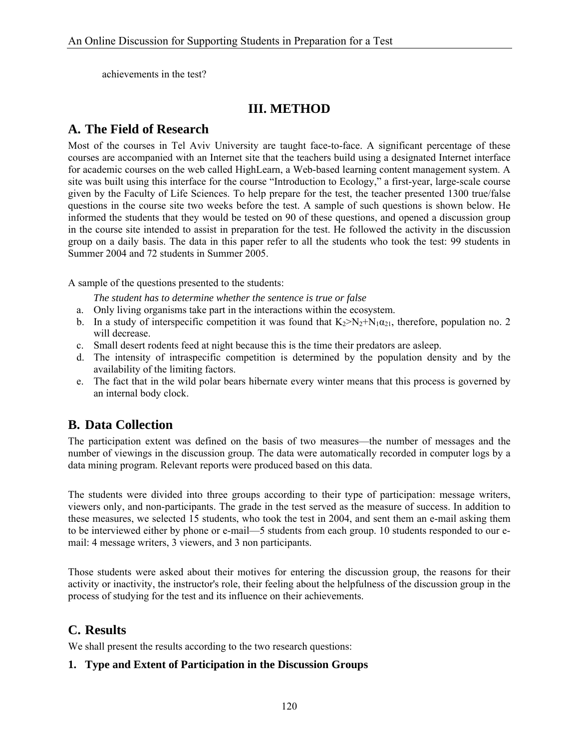achievements in the test?

# III. METHOD

## A. The Field of Research

Most of the courses in Tel Aviv University are taught face-to-face. A significant percentage of these courses are accompanied with an Internet site that the teachers build using a designated Internet interface for academic courses on the web called HighLearn, a Web-based learning content management system. A site was built using this interface for the course "Introduction to Ecology," a first-year, large-scale course given by the Faculty of Life Sciences. To help prepare for the test, the teacher presented 1300 true/false questions in the course site two weeks before the test. A sample of such questions is shown below. He informed the students that they would be tested on 90 of these questions, and opened a discussion group in the course site intended to assist in preparation for the test. He followed the activity in the discussion group on a daily basis. The data in this paper refer to all the students who took the test: 99 students in Summer 2004 and 72 students in Summer 2005.

A sample of the questions presented to the students:

*The student has to determine whether the sentence is true or false*

a. Only living organisms take part in the interactions within the ecosystem.
b. In a study of interspecific competition it was found that $K_2 > N_2 + N_1\alpha_{21}$, therefore, population no. 2 will decrease.
c. Small desert rodents feed at night because this is the time their predators are asleep.
d. The intensity of intraspecific competition is determined by the population density and by the availability of the limiting factors.
e. The fact that in the wild polar bears hibernate every winter means that this process is governed by an internal body clock.

## B. Data Collection

The participation extent was defined on the basis of two measures—the number of messages and the number of viewings in the discussion group. The data were automatically recorded in computer logs by a data mining program. Relevant reports were produced based on this data.

The students were divided into three groups according to their type of participation: message writers, viewers only, and non-participants. The grade in the test served as the measure of success. In addition to these measures, we selected 15 students, who took the test in 2004, and sent them an e-mail asking them to be interviewed either by phone or e-mail—5 students from each group. 10 students responded to our e-mail: 4 message writers, 3 viewers, and 3 non participants.

Those students were asked about their motives for entering the discussion group, the reasons for their activity or inactivity, the instructor's role, their feeling about the helpfulness of the discussion group in the process of studying for the test and its influence on their achievements.

## C. Results

We shall present the results according to the two research questions:

### 1. Type and Extent of Participation in the Discussion Groups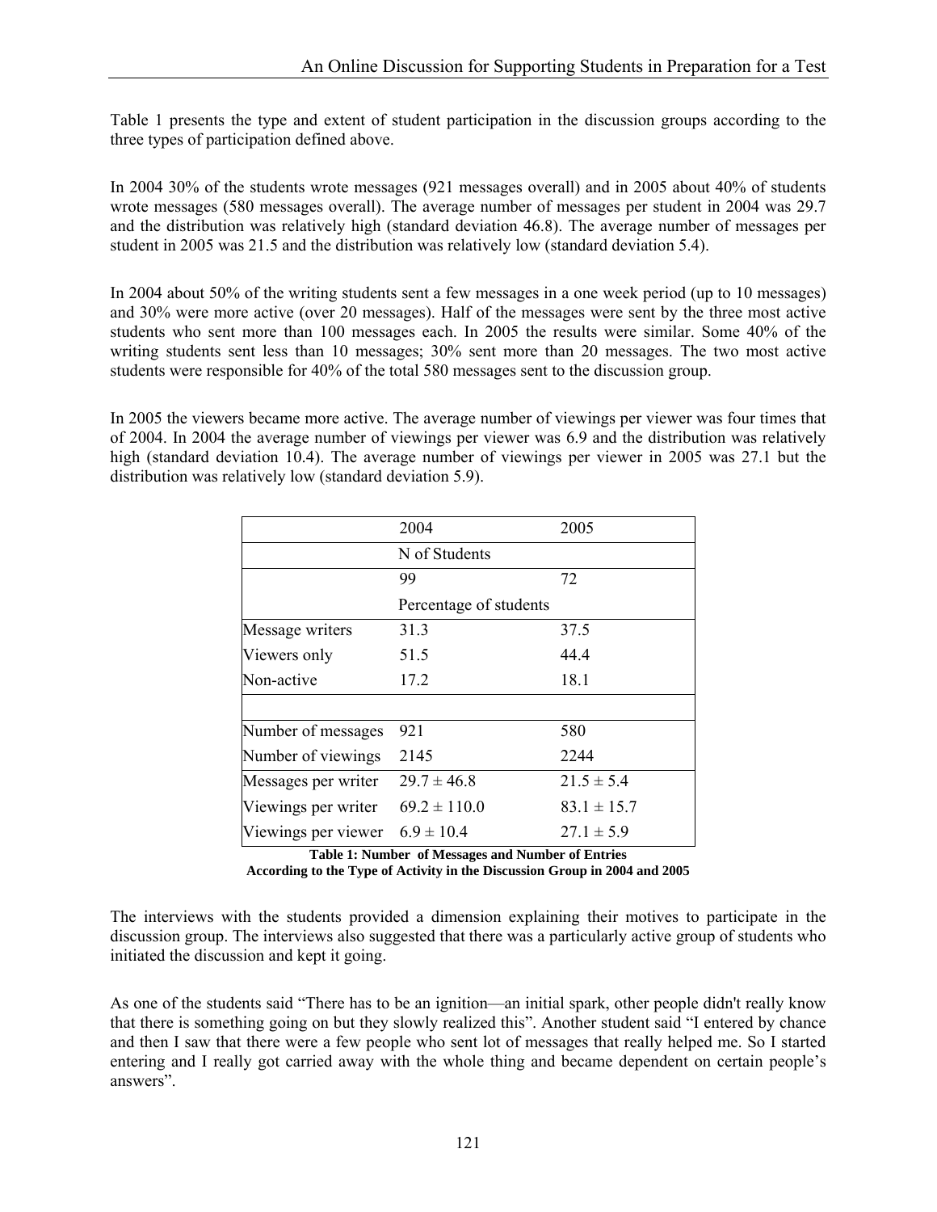Table 1 presents the type and extent of student participation in the discussion groups according to the three types of participation defined above.

In 2004 30% of the students wrote messages (921 messages overall) and in 2005 about 40% of students wrote messages (580 messages overall). The average number of messages per student in 2004 was 29.7 and the distribution was relatively high (standard deviation 46.8). The average number of messages per student in 2005 was 21.5 and the distribution was relatively low (standard deviation 5.4).

In 2004 about 50% of the writing students sent a few messages in a one week period (up to 10 messages) and 30% were more active (over 20 messages). Half of the messages were sent by the three most active students who sent more than 100 messages each. In 2005 the results were similar. Some 40% of the writing students sent less than 10 messages; 30% sent more than 20 messages. The two most active students were responsible for 40% of the total 580 messages sent to the discussion group.

In 2005 the viewers became more active. The average number of viewings per viewer was four times that of 2004. In 2004 the average number of viewings per viewer was 6.9 and the distribution was relatively high (standard deviation 10.4). The average number of viewings per viewer in 2005 was 27.1 but the distribution was relatively low (standard deviation 5.9).

| | 2004 | 2005 |
|---|---|---|
| | N of Students | |
| | 99 | 72 |
| | Percentage of students | |
| Message writers | 31.3 | 37.5 |
| Viewers only | 51.5 | 44.4 |
| Non-active | 17.2 | 18.1 |
| | | |
| Number of messages | 921 | 580 |
| Number of viewings | 2145 | 2244 |
| Messages per writer | $29.7 \pm 46.8$ | $21.5 \pm 5.4$ |
| Viewings per writer | $69.2 \pm 110.0$ | $83.1 \pm 15.7$ |
| Viewings per viewer | $6.9 \pm 10.4$ | $27.1 \pm 5.9$ |

**Table 1: Number of Messages and Number of Entries According to the Type of Activity in the Discussion Group in 2004 and 2005**

The interviews with the students provided a dimension explaining their motives to participate in the discussion group. The interviews also suggested that there was a particularly active group of students who initiated the discussion and kept it going.

As one of the students said "There has to be an ignition—an initial spark, other people didn't really know that there is something going on but they slowly realized this". Another student said "I entered by chance and then I saw that there were a few people who sent lot of messages that really helped me. So I started entering and I really got carried away with the whole thing and became dependent on certain people's answers".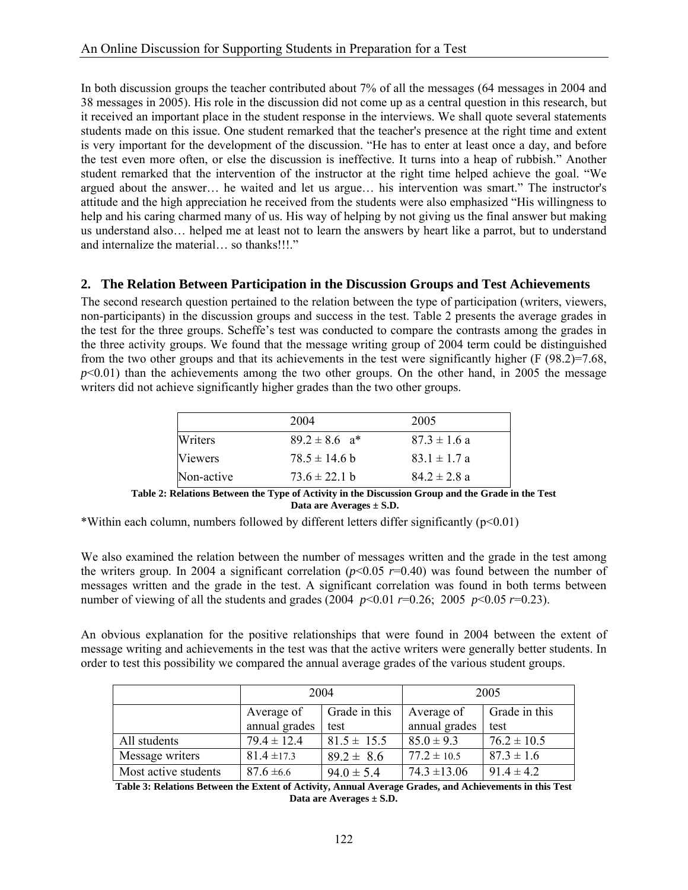In both discussion groups the teacher contributed about 7% of all the messages (64 messages in 2004 and 38 messages in 2005). His role in the discussion did not come up as a central question in this research, but it received an important place in the student response in the interviews. We shall quote several statements students made on this issue. One student remarked that the teacher's presence at the right time and extent is very important for the development of the discussion. "He has to enter at least once a day, and before the test even more often, or else the discussion is ineffective. It turns into a heap of rubbish." Another student remarked that the intervention of the instructor at the right time helped achieve the goal. "We argued about the answer… he waited and let us argue… his intervention was smart." The instructor's attitude and the high appreciation he received from the students were also emphasized "His willingness to help and his caring charmed many of us. His way of helping by not giving us the final answer but making us understand also… helped me at least not to learn the answers by heart like a parrot, but to understand and internalize the material… so thanks!!!."

## 2. The Relation Between Participation in the Discussion Groups and Test Achievements

The second research question pertained to the relation between the type of participation (writers, viewers, non-participants) in the discussion groups and success in the test. Table 2 presents the average grades in the test for the three groups. Scheffe's test was conducted to compare the contrasts among the grades in the three activity groups. We found that the message writing group of 2004 term could be distinguished from the two other groups and that its achievements in the test were significantly higher ($F(98.2)=7.68$, $p<0.01$) than the achievements among the two other groups. On the other hand, in 2005 the message writers did not achieve significantly higher grades than the two other groups.

| | 2004 | 2005 |
|---|---|---|
| Writers | 89.2 ± 8.6 a* | 87.3 ± 1.6 a |
| Viewers | 78.5 ± 14.6 b | 83.1 ± 1.7 a |
| Non-active | 73.6 ± 22.1 b | 84.2 ± 2.8 a |

**Table 2: Relations Between the Type of Activity in the Discussion Group and the Grade in the Test Data are Averages ± S.D.**

*Within each column, numbers followed by different letters differ significantly ($p<0.01$)

We also examined the relation between the number of messages written and the grade in the test among the writers group. In 2004 a significant correlation ($p<0.05$ $r=0.40$) was found between the number of messages written and the grade in the test. A significant correlation was found in both terms between number of viewing of all the students and grades (2004 $p<0.01$ $r=0.26$; 2005 $p<0.05$ $r=0.23$).

An obvious explanation for the positive relationships that were found in 2004 between the extent of message writing and achievements in the test was that the active writers were generally better students. In order to test this possibility we compared the annual average grades of the various student groups.

| | 2004 | | 2005 | |
|---|---|---|---|---|
| | Average of annual grades | Grade in this test | Average of annual grades | Grade in this test |
| All students | 79.4 ± 12.4 | 81.5 ± 15.5 | 85.0 ± 9.3 | 76.2 ± 10.5 |
| Message writers | 81.4 ±17.3 | 89.2 ± 8.6 | 77.2 ± 10.5 | 87.3 ± 1.6 |
| Most active students | 87.6 ±6.6 | 94.0 ± 5.4 | 74.3 ±13.06 | 91.4 ± 4.2 |

**Table 3: Relations Between the Extent of Activity, Annual Average Grades, and Achievements in this Test Data are Averages ± S.D.**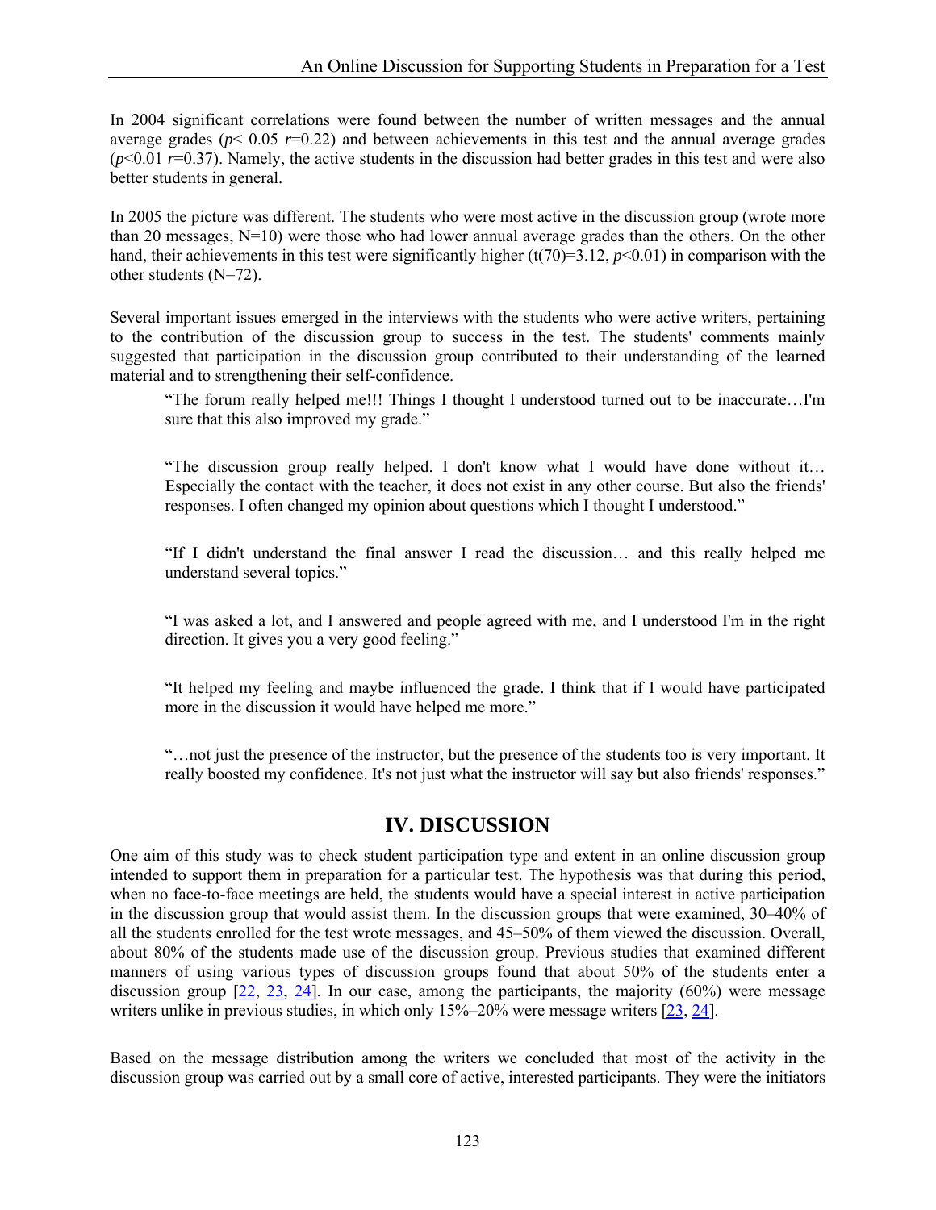In 2004 significant correlations were found between the number of written messages and the annual average grades ($p < 0.05$ $r=0.22$) and between achievements in this test and the annual average grades ($p<0.01$ $r=0.37$). Namely, the active students in the discussion had better grades in this test and were also better students in general.

In 2005 the picture was different. The students who were most active in the discussion group (wrote more than 20 messages, N=10) were those who had lower annual average grades than the others. On the other hand, their achievements in this test were significantly higher ($t(70)=3.12$, $p<0.01$) in comparison with the other students (N=72).

Several important issues emerged in the interviews with the students who were active writers, pertaining to the contribution of the discussion group to success in the test. The students' comments mainly suggested that participation in the discussion group contributed to their understanding of the learned material and to strengthening their self-confidence.

> "The forum really helped me!!! Things I thought I understood turned out to be inaccurate…I'm sure that this also improved my grade."

> "The discussion group really helped. I don't know what I would have done without it… Especially the contact with the teacher, it does not exist in any other course. But also the friends' responses. I often changed my opinion about questions which I thought I understood."

> "If I didn't understand the final answer I read the discussion… and this really helped me understand several topics."

> "I was asked a lot, and I answered and people agreed with me, and I understood I'm in the right direction. It gives you a very good feeling."

> "It helped my feeling and maybe influenced the grade. I think that if I would have participated more in the discussion it would have helped me more."

> "…not just the presence of the instructor, but the presence of the students too is very important. It really boosted my confidence. It's not just what the instructor will say but also friends' responses."

## IV. DISCUSSION

One aim of this study was to check student participation type and extent in an online discussion group intended to support them in preparation for a particular test. The hypothesis was that during this period, when no face-to-face meetings are held, the students would have a special interest in active participation in the discussion group that would assist them. In the discussion groups that were examined, 30–40% of all the students enrolled for the test wrote messages, and 45–50% of them viewed the discussion. Overall, about 80% of the students made use of the discussion group. Previous studies that examined different manners of using various types of discussion groups found that about 50% of the students enter a discussion group [22, 23, 24]. In our case, among the participants, the majority (60%) were message writers unlike in previous studies, in which only 15%–20% were message writers [23, 24].

Based on the message distribution among the writers we concluded that most of the activity in the discussion group was carried out by a small core of active, interested participants. They were the initiators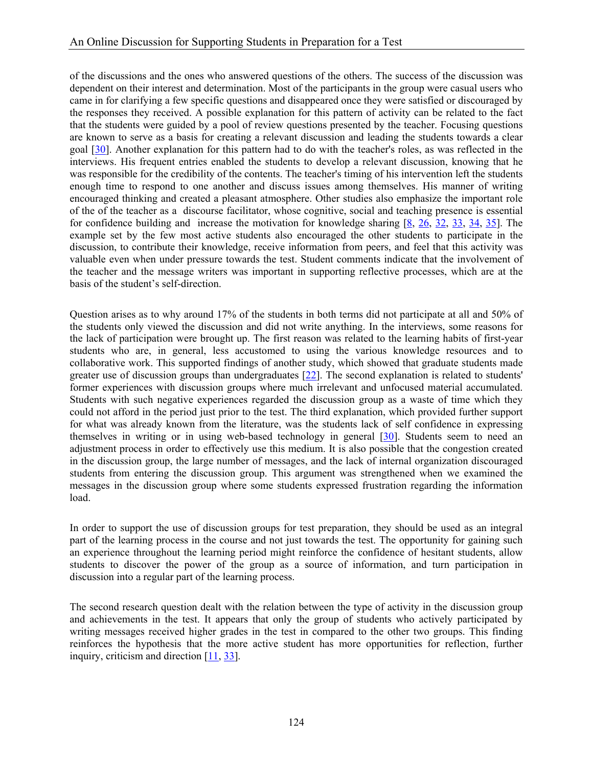of the discussions and the ones who answered questions of the others. The success of the discussion was dependent on their interest and determination. Most of the participants in the group were casual users who came in for clarifying a few specific questions and disappeared once they were satisfied or discouraged by the responses they received. A possible explanation for this pattern of activity can be related to the fact that the students were guided by a pool of review questions presented by the teacher. Focusing questions are known to serve as a basis for creating a relevant discussion and leading the students towards a clear goal [30]. Another explanation for this pattern had to do with the teacher's roles, as was reflected in the interviews. His frequent entries enabled the students to develop a relevant discussion, knowing that he was responsible for the credibility of the contents. The teacher's timing of his intervention left the students enough time to respond to one another and discuss issues among themselves. His manner of writing encouraged thinking and created a pleasant atmosphere. Other studies also emphasize the important role of the of the teacher as a discourse facilitator, whose cognitive, social and teaching presence is essential for confidence building and increase the motivation for knowledge sharing [8, 26, 32, 33, 34, 35]. The example set by the few most active students also encouraged the other students to participate in the discussion, to contribute their knowledge, receive information from peers, and feel that this activity was valuable even when under pressure towards the test. Student comments indicate that the involvement of the teacher and the message writers was important in supporting reflective processes, which are at the basis of the student's self-direction.

Question arises as to why around 17% of the students in both terms did not participate at all and 50% of the students only viewed the discussion and did not write anything. In the interviews, some reasons for the lack of participation were brought up. The first reason was related to the learning habits of first-year students who are, in general, less accustomed to using the various knowledge resources and to collaborative work. This supported findings of another study, which showed that graduate students made greater use of discussion groups than undergraduates [22]. The second explanation is related to students' former experiences with discussion groups where much irrelevant and unfocused material accumulated. Students with such negative experiences regarded the discussion group as a waste of time which they could not afford in the period just prior to the test. The third explanation, which provided further support for what was already known from the literature, was the students lack of self confidence in expressing themselves in writing or in using web-based technology in general [30]. Students seem to need an adjustment process in order to effectively use this medium. It is also possible that the congestion created in the discussion group, the large number of messages, and the lack of internal organization discouraged students from entering the discussion group. This argument was strengthened when we examined the messages in the discussion group where some students expressed frustration regarding the information load.

In order to support the use of discussion groups for test preparation, they should be used as an integral part of the learning process in the course and not just towards the test. The opportunity for gaining such an experience throughout the learning period might reinforce the confidence of hesitant students, allow students to discover the power of the group as a source of information, and turn participation in discussion into a regular part of the learning process.

The second research question dealt with the relation between the type of activity in the discussion group and achievements in the test. It appears that only the group of students who actively participated by writing messages received higher grades in the test in compared to the other two groups. This finding reinforces the hypothesis that the more active student has more opportunities for reflection, further inquiry, criticism and direction [11, 33].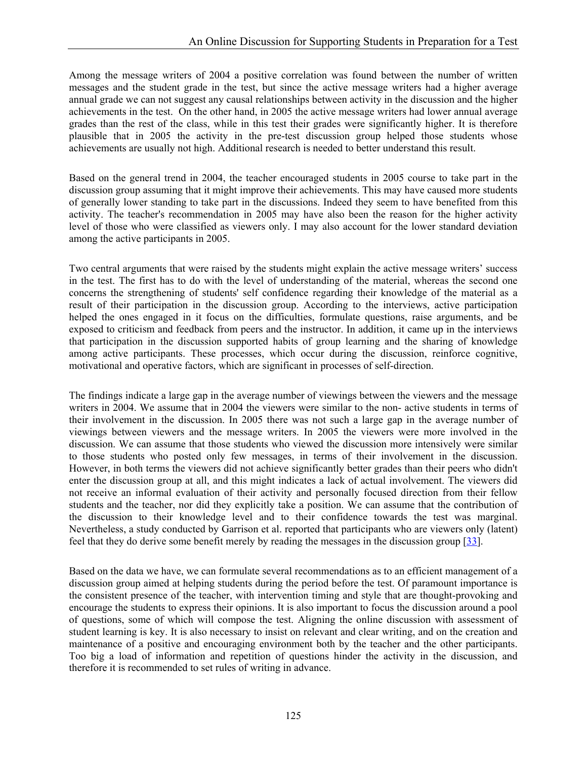Among the message writers of 2004 a positive correlation was found between the number of written messages and the student grade in the test, but since the active message writers had a higher average annual grade we can not suggest any causal relationships between activity in the discussion and the higher achievements in the test. On the other hand, in 2005 the active message writers had lower annual average grades than the rest of the class, while in this test their grades were significantly higher. It is therefore plausible that in 2005 the activity in the pre-test discussion group helped those students whose achievements are usually not high. Additional research is needed to better understand this result.

Based on the general trend in 2004, the teacher encouraged students in 2005 course to take part in the discussion group assuming that it might improve their achievements. This may have caused more students of generally lower standing to take part in the discussions. Indeed they seem to have benefited from this activity. The teacher's recommendation in 2005 may have also been the reason for the higher activity level of those who were classified as viewers only. I may also account for the lower standard deviation among the active participants in 2005.

Two central arguments that were raised by the students might explain the active message writers' success in the test. The first has to do with the level of understanding of the material, whereas the second one concerns the strengthening of students' self confidence regarding their knowledge of the material as a result of their participation in the discussion group. According to the interviews, active participation helped the ones engaged in it focus on the difficulties, formulate questions, raise arguments, and be exposed to criticism and feedback from peers and the instructor. In addition, it came up in the interviews that participation in the discussion supported habits of group learning and the sharing of knowledge among active participants. These processes, which occur during the discussion, reinforce cognitive, motivational and operative factors, which are significant in processes of self-direction.

The findings indicate a large gap in the average number of viewings between the viewers and the message writers in 2004. We assume that in 2004 the viewers were similar to the non- active students in terms of their involvement in the discussion. In 2005 there was not such a large gap in the average number of viewings between viewers and the message writers. In 2005 the viewers were more involved in the discussion. We can assume that those students who viewed the discussion more intensively were similar to those students who posted only few messages, in terms of their involvement in the discussion. However, in both terms the viewers did not achieve significantly better grades than their peers who didn't enter the discussion group at all, and this might indicates a lack of actual involvement. The viewers did not receive an informal evaluation of their activity and personally focused direction from their fellow students and the teacher, nor did they explicitly take a position. We can assume that the contribution of the discussion to their knowledge level and to their confidence towards the test was marginal. Nevertheless, a study conducted by Garrison et al. reported that participants who are viewers only (latent) feel that they do derive some benefit merely by reading the messages in the discussion group [33].

Based on the data we have, we can formulate several recommendations as to an efficient management of a discussion group aimed at helping students during the period before the test. Of paramount importance is the consistent presence of the teacher, with intervention timing and style that are thought-provoking and encourage the students to express their opinions. It is also important to focus the discussion around a pool of questions, some of which will compose the test. Aligning the online discussion with assessment of student learning is key. It is also necessary to insist on relevant and clear writing, and on the creation and maintenance of a positive and encouraging environment both by the teacher and the other participants. Too big a load of information and repetition of questions hinder the activity in the discussion, and therefore it is recommended to set rules of writing in advance.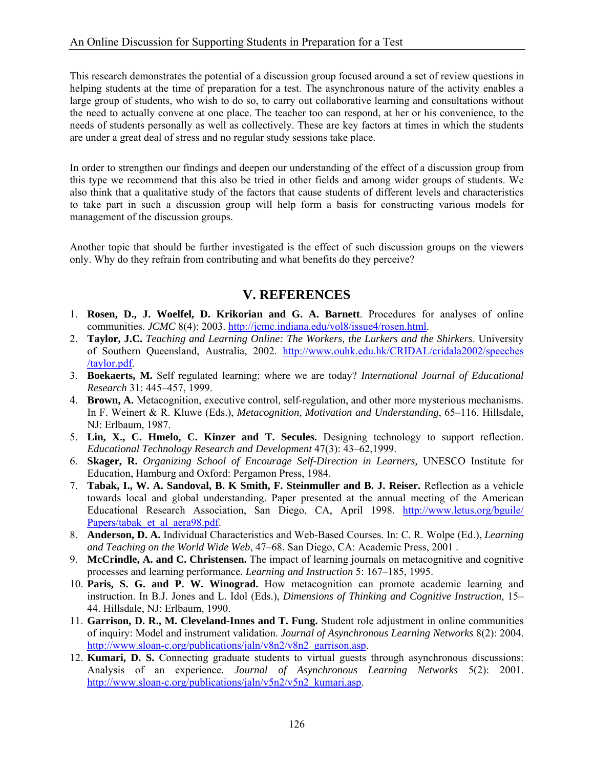This research demonstrates the potential of a discussion group focused around a set of review questions in helping students at the time of preparation for a test. The asynchronous nature of the activity enables a large group of students, who wish to do so, to carry out collaborative learning and consultations without the need to actually convene at one place. The teacher too can respond, at her or his convenience, to the needs of students personally as well as collectively. These are key factors at times in which the students are under a great deal of stress and no regular study sessions take place.

In order to strengthen our findings and deepen our understanding of the effect of a discussion group from this type we recommend that this also be tried in other fields and among wider groups of students. We also think that a qualitative study of the factors that cause students of different levels and characteristics to take part in such a discussion group will help form a basis for constructing various models for management of the discussion groups.

Another topic that should be further investigated is the effect of such discussion groups on the viewers only. Why do they refrain from contributing and what benefits do they perceive?

## V. REFERENCES

1. **Rosen, D., J. Woelfel, D. Krikorian and G. A. Barnett**. Procedures for analyses of online communities. *JCMC* 8(4): 2003. http://jcmc.indiana.edu/vol8/issue4/rosen.html.
2. **Taylor, J.C.** *Teaching and Learning Online: The Workers, the Lurkers and the Shirkers*. University of Southern Queensland, Australia, 2002. http://www.ouhk.edu.hk/CRIDAL/cridala2002/speeches/taylor.pdf.
3. **Boekaerts, M.** Self regulated learning: where we are today? *International Journal of Educational Research* 31: 445–457, 1999.
4. **Brown, A.** Metacognition, executive control, self-regulation, and other more mysterious mechanisms. In F. Weinert & R. Kluwe (Eds.), *Metacognition, Motivation and Understanding*, 65–116. Hillsdale, NJ: Erlbaum, 1987.
5. **Lin, X., C. Hmelo, C. Kinzer and T. Secules.** Designing technology to support reflection. *Educational Technology Research and Development* 47(3): 43–62,1999.
6. **Skager, R.** *Organizing School of Encourage Self-Direction in Learners,* UNESCO Institute for Education, Hamburg and Oxford: Pergamon Press, 1984.
7. **Tabak, I., W. A. Sandoval, B. K Smith, F. Steinmuller and B. J. Reiser.** Reflection as a vehicle towards local and global understanding. Paper presented at the annual meeting of the American Educational Research Association, San Diego, CA, April 1998. http://www.letus.org/bguile/Papers/tabak_et_al_aera98.pdf.
8. **Anderson, D. A.** Individual Characteristics and Web-Based Courses. In: C. R. Wolpe (Ed.), *Learning and Teaching on the World Wide Web*, 47–68. San Diego, CA: Academic Press, 2001 .
9. **McCrindle, A. and C. Christensen.** The impact of learning journals on metacognitive and cognitive processes and learning performance. *Learning and Instruction* 5: 167–185, 1995.
10. **Paris, S. G. and P. W. Winograd.** How metacognition can promote academic learning and instruction. In B.J. Jones and L. Idol (Eds.), *Dimensions of Thinking and Cognitive Instruction,* 15–44. Hillsdale, NJ: Erlbaum, 1990.
11. **Garrison, D. R., M. Cleveland-Innes and T. Fung.** Student role adjustment in online communities of inquiry: Model and instrument validation. *Journal of Asynchronous Learning Networks* 8(2): 2004. http://www.sloan-c.org/publications/jaln/v8n2/v8n2_garrison.asp.
12. **Kumari, D. S.** Connecting graduate students to virtual guests through asynchronous discussions: Analysis of an experience. *Journal of Asynchronous Learning Networks* 5(2): 2001. http://www.sloan-c.org/publications/jaln/v5n2/v5n2_kumari.asp.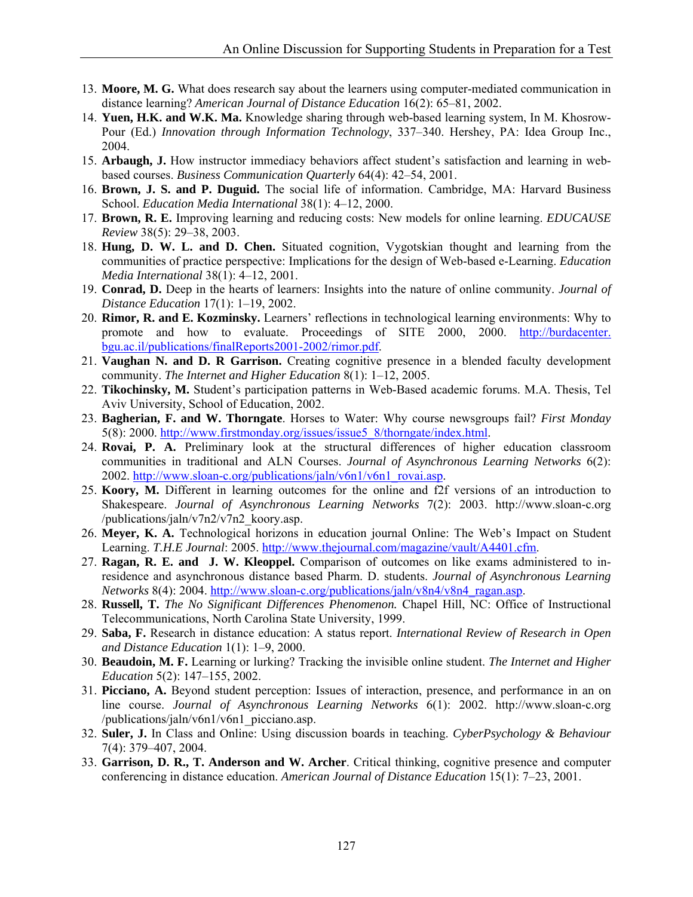13. **Moore, M. G.** What does research say about the learners using computer-mediated communication in distance learning? *American Journal of Distance Education* 16(2): 65–81, 2002.
14. **Yuen, H.K. and W.K. Ma.** Knowledge sharing through web-based learning system, In M. Khosrow-Pour (Ed.) *Innovation through Information Technology*, 337–340. Hershey, PA: Idea Group Inc., 2004.
15. **Arbaugh, J.** How instructor immediacy behaviors affect student's satisfaction and learning in web-based courses. *Business Communication Quarterly* 64(4): 42–54, 2001.
16. **Brown, J. S. and P. Duguid.** The social life of information. Cambridge, MA: Harvard Business School. *Education Media International* 38(1): 4–12, 2000.
17. **Brown, R. E.** Improving learning and reducing costs: New models for online learning. *EDUCAUSE Review* 38(5): 29–38, 2003.
18. **Hung, D. W. L. and D. Chen.** Situated cognition, Vygotskian thought and learning from the communities of practice perspective: Implications for the design of Web-based e-Learning. *Education Media International* 38(1): 4–12, 2001.
19. **Conrad, D.** Deep in the hearts of learners: Insights into the nature of online community. *Journal of Distance Education* 17(1): 1–19, 2002.
20. **Rimor, R. and E. Kozminsky.** Learners' reflections in technological learning environments: Why to promote and how to evaluate. Proceedings of SITE 2000, 2000. http://burdacenter.bgu.ac.il/publications/finalReports2001-2002/rimor.pdf.
21. **Vaughan N. and D. R Garrison.** Creating cognitive presence in a blended faculty development community. *The Internet and Higher Education* 8(1): 1–12, 2005.
22. **Tikochinsky, M.** Student's participation patterns in Web-Based academic forums. M.A. Thesis, Tel Aviv University, School of Education, 2002.
23. **Bagherian, F. and W. Thorngate**. Horses to Water: Why course newsgroups fail? *First Monday* 5(8): 2000. http://www.firstmonday.org/issues/issue5_8/thorngate/index.html.
24. **Rovai, P. A.** Preliminary look at the structural differences of higher education classroom communities in traditional and ALN Courses. *Journal of Asynchronous Learning Networks* 6(2): 2002. http://www.sloan-c.org/publications/jaln/v6n1/v6n1_rovai.asp.
25. **Koory, M.** Different in learning outcomes for the online and f2f versions of an introduction to Shakespeare. *Journal of Asynchronous Learning Networks* 7(2): 2003. http://www.sloan-c.org/publications/jaln/v7n2/v7n2_koory.asp.
26. **Meyer, K. A.** Technological horizons in education journal Online: The Web's Impact on Student Learning. *T.H.E Journal*: 2005. http://www.thejournal.com/magazine/vault/A4401.cfm.
27. **Ragan, R. E. and J. W. Kleoppel.** Comparison of outcomes on like exams administered to in-residence and asynchronous distance based Pharm. D. students. *Journal of Asynchronous Learning Networks* 8(4): 2004. http://www.sloan-c.org/publications/jaln/v8n4/v8n4_ragan.asp.
28. **Russell, T.** *The No Significant Differences Phenomenon.* Chapel Hill, NC: Office of Instructional Telecommunications, North Carolina State University, 1999.
29. **Saba, F.** Research in distance education: A status report. *International Review of Research in Open and Distance Education* 1(1): 1–9, 2000.
30. **Beaudoin, M. F.** Learning or lurking? Tracking the invisible online student. *The Internet and Higher Education* 5(2): 147–155, 2002.
31. **Picciano, A.** Beyond student perception: Issues of interaction, presence, and performance in an on line course. *Journal of Asynchronous Learning Networks* 6(1): 2002. http://www.sloan-c.org/publications/jaln/v6n1/v6n1_picciano.asp.
32. **Suler, J.** In Class and Online: Using discussion boards in teaching. *CyberPsychology & Behaviour* 7(4): 379–407, 2004.
33. **Garrison, D. R., T. Anderson and W. Archer**. Critical thinking, cognitive presence and computer conferencing in distance education. *American Journal of Distance Education* 15(1): 7–23, 2001.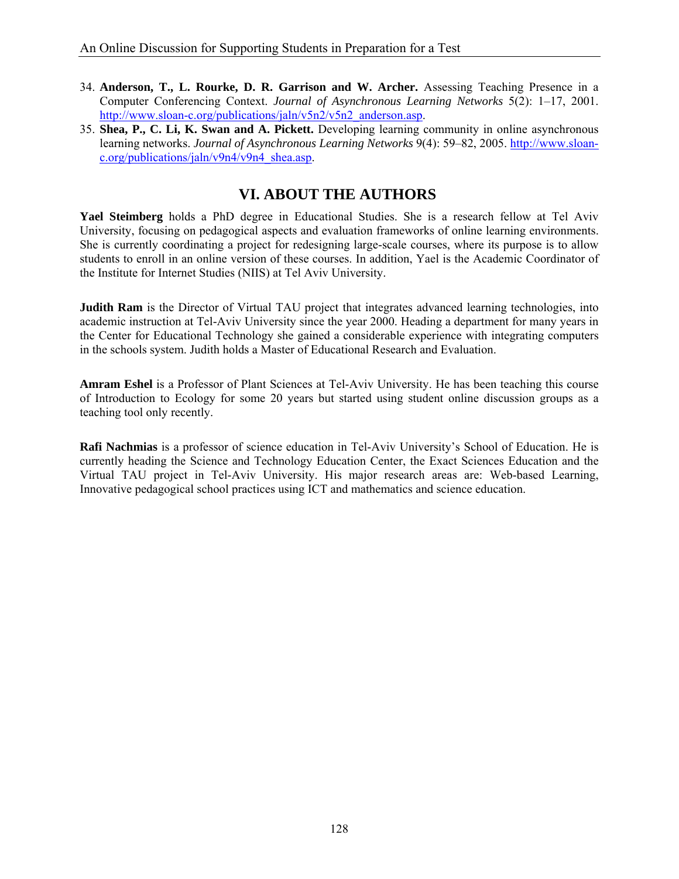34. **Anderson, T., L. Rourke, D. R. Garrison and W. Archer.** Assessing Teaching Presence in a Computer Conferencing Context. *Journal of Asynchronous Learning Networks* 5(2): 1–17, 2001. http://www.sloan-c.org/publications/jaln/v5n2/v5n2_anderson.asp.
35. **Shea, P., C. Li, K. Swan and A. Pickett.** Developing learning community in online asynchronous learning networks. *Journal of Asynchronous Learning Networks* 9(4): 59–82, 2005. http://www.sloan-c.org/publications/jaln/v9n4/v9n4_shea.asp.

## VI. ABOUT THE AUTHORS

**Yael Steimberg** holds a PhD degree in Educational Studies. She is a research fellow at Tel Aviv University, focusing on pedagogical aspects and evaluation frameworks of online learning environments. She is currently coordinating a project for redesigning large-scale courses, where its purpose is to allow students to enroll in an online version of these courses. In addition, Yael is the Academic Coordinator of the Institute for Internet Studies (NIIS) at Tel Aviv University.

**Judith Ram** is the Director of Virtual TAU project that integrates advanced learning technologies, into academic instruction at Tel-Aviv University since the year 2000. Heading a department for many years in the Center for Educational Technology she gained a considerable experience with integrating computers in the schools system. Judith holds a Master of Educational Research and Evaluation.

**Amram Eshel** is a Professor of Plant Sciences at Tel-Aviv University. He has been teaching this course of Introduction to Ecology for some 20 years but started using student online discussion groups as a teaching tool only recently.

**Rafi Nachmias** is a professor of science education in Tel-Aviv University's School of Education. He is currently heading the Science and Technology Education Center, the Exact Sciences Education and the Virtual TAU project in Tel-Aviv University. His major research areas are: Web-based Learning, Innovative pedagogical school practices using ICT and mathematics and science education.